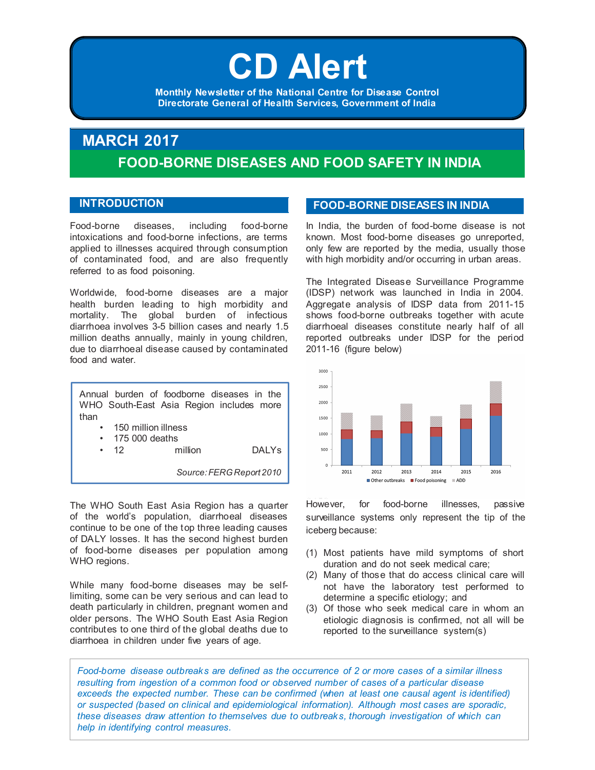# CD Alert

**Monthly Newsletter of the National Centre for Disease Control**
**Directorate General of Health Services, Government of India**

## MARCH 2017

## FOOD-BORNE DISEASES AND FOOD SAFETY IN INDIA

### INTRODUCTION

Food-borne diseases, including food-borne intoxications and food-borne infections, are terms applied to illnesses acquired through consumption of contaminated food, and are also frequently referred to as food poisoning.

Worldwide, food-borne diseases are a major health burden leading to high morbidity and mortality. The global burden of infectious diarrhoea involves 3-5 billion cases and nearly 1.5 million deaths annually, mainly in young children, due to diarrhoeal disease caused by contaminated food and water.

> Annual burden of foodborne diseases in the WHO South-East Asia Region includes more than
>
> - 150 million illness
> - 175 000 deaths
> - 12 million DALYs
>
> *Source: FERG Report 2010*

The WHO South East Asia Region has a quarter of the world's population, diarrhoeal diseases continue to be one of the top three leading causes of DALY losses. It has the second highest burden of food-borne diseases per population among WHO regions.

While many food-borne diseases may be self-limiting, some can be very serious and can lead to death particularly in children, pregnant women and older persons. The WHO South East Asia Region contributes to one third of the global deaths due to diarrhoea in children under five years of age.

### FOOD-BORNE DISEASES IN INDIA

In India, the burden of food-borne disease is not known. Most food-borne diseases go unreported, only few are reported by the media, usually those with high morbidity and/or occurring in urban areas.

The Integrated Disease Surveillance Programme (IDSP) network was launched in India in 2004. Aggregate analysis of IDSP data from 2011-15 shows food-borne outbreaks together with acute diarrhoeal diseases constitute nearly half of all reported outbreaks under IDSP for the period 2011-16 (figure below)

However, for food-borne illnesses, passive surveillance systems only represent the tip of the iceberg because:

1. Most patients have mild symptoms of short duration and do not seek medical care;
2. Many of those that do access clinical care will not have the laboratory test performed to determine a specific etiology; and
3. Of those who seek medical care in whom an etiologic diagnosis is confirmed, not all will be reported to the surveillance system(s)

*Food-borne disease outbreaks are defined as the occurrence of 2 or more cases of a similar illness resulting from ingestion of a common food or observed number of cases of a particular disease exceeds the expected number. These can be confirmed (when at least one causal agent is identified) or suspected (based on clinical and epidemiological information). Although most cases are sporadic, these diseases draw attention to themselves due to outbreaks, thorough investigation of which can help in identifying control measures.*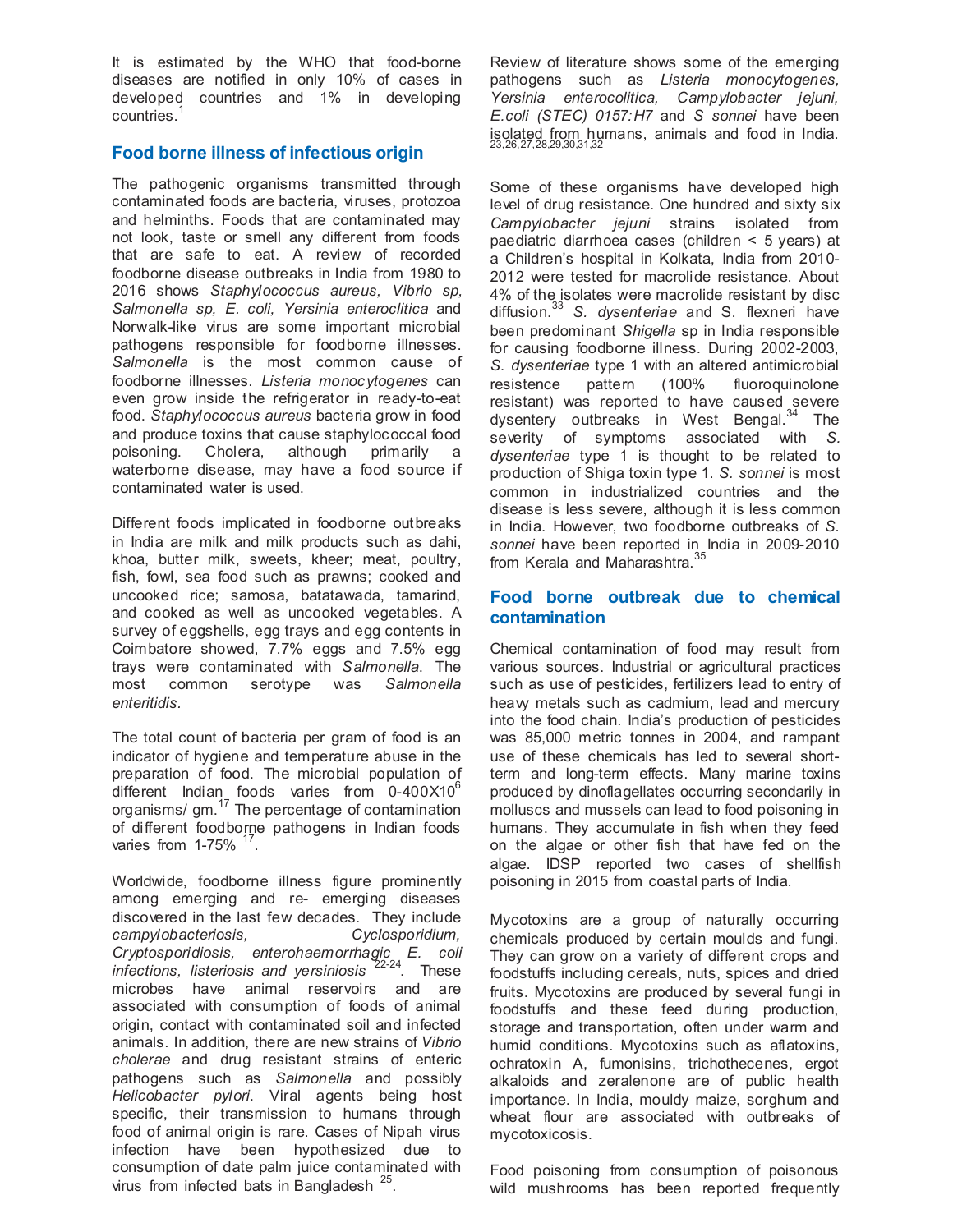It is estimated by the WHO that food-borne diseases are notified in only 10% of cases in developed countries and 1% in developing countries.[1]

## Food borne illness of infectious origin

The pathogenic organisms transmitted through contaminated foods are bacteria, viruses, protozoa and helminths. Foods that are contaminated may not look, taste or smell any different from foods that are safe to eat. A review of recorded foodborne disease outbreaks in India from 1980 to 2016 shows *Staphylococcus aureus, Vibrio sp, Salmonella sp, E. coli, Yersinia enteroclitica* and Norwalk-like virus are some important microbial pathogens responsible for foodborne illnesses. *Salmonella* is the most common cause of foodborne illnesses. *Listeria monocytogenes* can even grow inside the refrigerator in ready-to-eat food. *Staphylococcus aureus* bacteria grow in food and produce toxins that cause staphylococcal food poisoning. Cholera, although primarily a waterborne disease, may have a food source if contaminated water is used.

Different foods implicated in foodborne outbreaks in India are milk and milk products such as dahi, khoa, butter milk, sweets, kheer; meat, poultry, fish, fowl, sea food such as prawns; cooked and uncooked rice; samosa, batatawada, tamarind, and cooked as well as uncooked vegetables. A survey of eggshells, egg trays and egg contents in Coimbatore showed, 7.7% eggs and 7.5% egg trays were contaminated with *Salmonella*. The most common serotype was *Salmonella enteritidis*.

The total count of bacteria per gram of food is an indicator of hygiene and temperature abuse in the preparation of food. The microbial population of different Indian foods varies from $0\text{-}400X10^6$ organisms/ gm.[17] The percentage of contamination of different foodborne pathogens in Indian foods varies from 1-75% [17].

Worldwide, foodborne illness figure prominently among emerging and re- emerging diseases discovered in the last few decades. They include *campylobacteriosis, Cyclosporidium, Cryptosporidiosis, enterohaemorrhagic E. coli infections, listeriosis and yersiniosis* [22-24]. These microbes have animal reservoirs and are associated with consumption of foods of animal origin, contact with contaminated soil and infected animals. In addition, there are new strains of *Vibrio cholerae* and drug resistant strains of enteric pathogens such as *Salmonella* and possibly *Helicobacter pylori*. Viral agents being host specific, their transmission to humans through food of animal origin is rare. Cases of Nipah virus infection have been hypothesized due to consumption of date palm juice contaminated with virus from infected bats in Bangladesh [25].

Review of literature shows some of the emerging pathogens such as *Listeria monocytogenes, Yersinia enterocolitica, Campylobacter jejuni, E.coli (STEC) 0157:H7* and *S sonnei* have been isolated from humans, animals and food in India. [23,26,27,28,29,30,31,32]

Some of these organisms have developed high level of drug resistance. One hundred and sixty six *Campylobacter jejuni* strains isolated from paediatric diarrhoea cases (children < 5 years) at a Children's hospital in Kolkata, India from 2010-2012 were tested for macrolide resistance. About 4% of the isolates were macrolide resistant by disc diffusion.[33] *S. dysenteriae* and S. flexneri have been predominant *Shigella* sp in India responsible for causing foodborne illness. During 2002-2003, *S. dysenteriae* type 1 with an altered antimicrobial resistence pattern (100% fluoroquinolone resistant) was reported to have caused severe dysentery outbreaks in West Bengal.[34] The severity of symptoms associated with *S. dysenteriae* type 1 is thought to be related to production of Shiga toxin type 1. *S. sonnei* is most common in industrialized countries and the disease is less severe, although it is less common in India. However, two foodborne outbreaks of *S. sonnei* have been reported in India in 2009-2010 from Kerala and Maharashtra.[35]

## Food borne outbreak due to chemical contamination

Chemical contamination of food may result from various sources. Industrial or agricultural practices such as use of pesticides, fertilizers lead to entry of heavy metals such as cadmium, lead and mercury into the food chain. India's production of pesticides was 85,000 metric tonnes in 2004, and rampant use of these chemicals has led to several short-term and long-term effects. Many marine toxins produced by dinoflagellates occurring secondarily in molluscs and mussels can lead to food poisoning in humans. They accumulate in fish when they feed on the algae or other fish that have fed on the algae. IDSP reported two cases of shellfish poisoning in 2015 from coastal parts of India.

Mycotoxins are a group of naturally occurring chemicals produced by certain moulds and fungi. They can grow on a variety of different crops and foodstuffs including cereals, nuts, spices and dried fruits. Mycotoxins are produced by several fungi in foodstuffs and these feed during production, storage and transportation, often under warm and humid conditions. Mycotoxins such as aflatoxins, ochratoxin A, fumonisins, trichothecenes, ergot alkaloids and zeralenone are of public health importance. In India, mouldy maize, sorghum and wheat flour are associated with outbreaks of mycotoxicosis.

Food poisoning from consumption of poisonous wild mushrooms has been reported frequently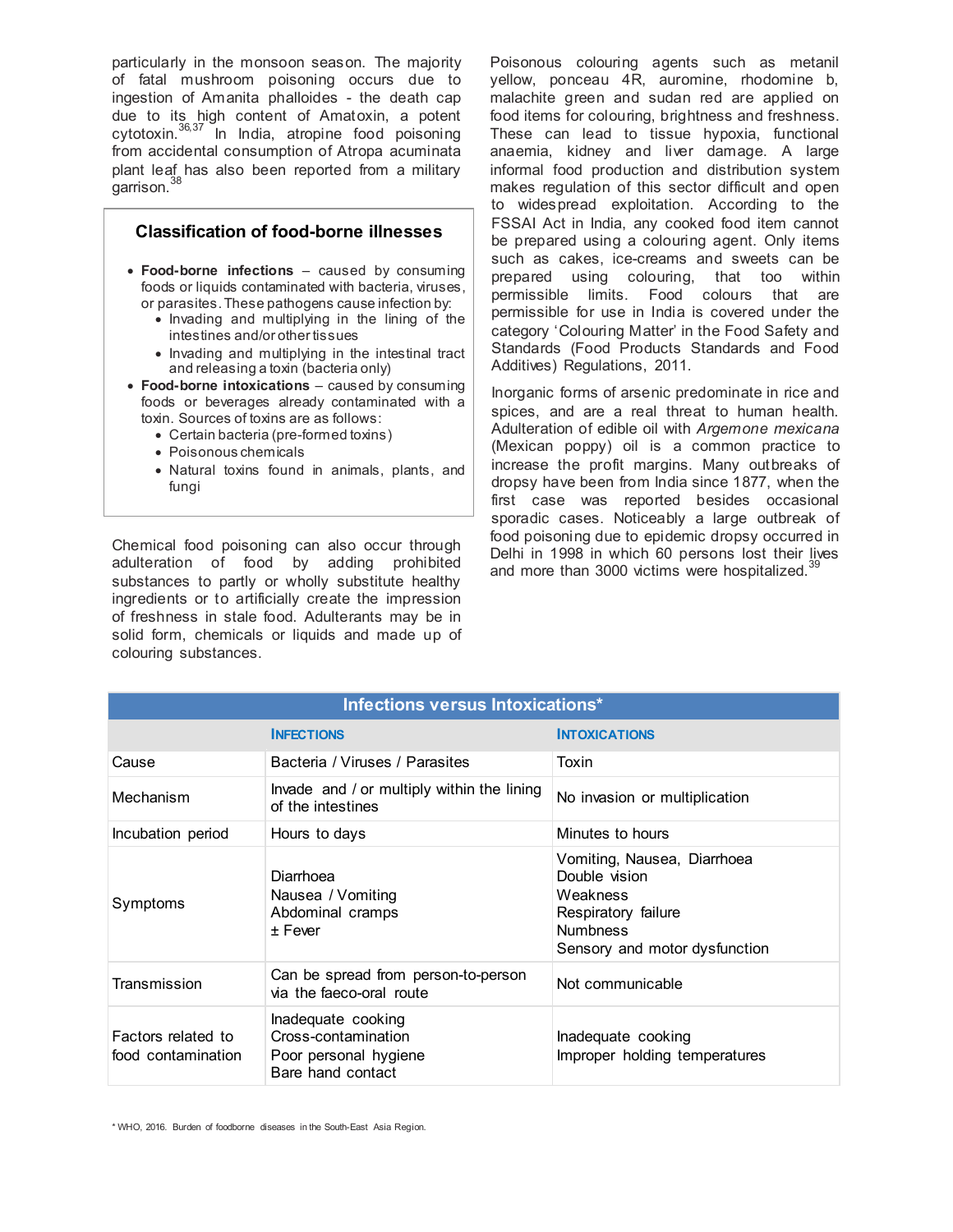particularly in the monsoon season. The majority of fatal mushroom poisoning occurs due to ingestion of Amanita phalloides - the death cap due to its high content of Amatoxin, a potent cytotoxin.[36,37] In India, atropine food poisoning from accidental consumption of Atropa acuminata plant leaf has also been reported from a military garrison.[38]

### Classification of food-borne illnesses

- **Food-borne infections** – caused by consuming foods or liquids contaminated with bacteria, viruses, or parasites. These pathogens cause infection by:
  - Invading and multiplying in the lining of the intestines and/or other tissues
  - Invading and multiplying in the intestinal tract and releasing a toxin (bacteria only)
- **Food-borne intoxications** – caused by consuming foods or beverages already contaminated with a toxin. Sources of toxins are as follows:
  - Certain bacteria (pre-formed toxins)
  - Poisonous chemicals
  - Natural toxins found in animals, plants, and fungi

Chemical food poisoning can also occur through adulteration of food by adding prohibited substances to partly or wholly substitute healthy ingredients or to artificially create the impression of freshness in stale food. Adulterants may be in solid form, chemicals or liquids and made up of colouring substances.

Poisonous colouring agents such as metanil yellow, ponceau 4R, auromine, rhodomine b, malachite green and sudan red are applied on food items for colouring, brightness and freshness. These can lead to tissue hypoxia, functional anaemia, kidney and liver damage. A large informal food production and distribution system makes regulation of this sector difficult and open to widespread exploitation. According to the FSSAI Act in India, any cooked food item cannot be prepared using a colouring agent. Only items such as cakes, ice-creams and sweets can be prepared using colouring, that too within permissible limits. Food colours that are permissible for use in India is covered under the category 'Colouring Matter' in the Food Safety and Standards (Food Products Standards and Food Additives) Regulations, 2011.

Inorganic forms of arsenic predominate in rice and spices, and are a real threat to human health. Adulteration of edible oil with *Argemone mexicana* (Mexican poppy) oil is a common practice to increase the profit margins. Many outbreaks of dropsy have been from India since 1877, when the first case was reported besides occasional sporadic cases. Noticeably a large outbreak of food poisoning due to epidemic dropsy occurred in Delhi in 1998 in which 60 persons lost their lives and more than 3000 victims were hospitalized.[39]

**Infections versus Intoxications***

| | INFECTIONS | INTOXICATIONS |
|---|---|---|
| Cause | Bacteria / Viruses / Parasites | Toxin |
| Mechanism | Invade and / or multiply within the lining of the intestines | No invasion or multiplication |
| Incubation period | Hours to days | Minutes to hours |
| Symptoms | Diarrhoea<br>Nausea / Vomiting<br>Abdominal cramps<br>± Fever | Vomiting, Nausea, Diarrhoea<br>Double vision<br>Weakness<br>Respiratory failure<br>Numbness<br>Sensory and motor dysfunction |
| Transmission | Can be spread from person-to-person via the faeco-oral route | Not communicable |
| Factors related to food contamination | Inadequate cooking<br>Cross-contamination<br>Poor personal hygiene<br>Bare hand contact | Inadequate cooking<br>Improper holding temperatures |

* WHO, 2016. Burden of foodborne diseases in the South-East Asia Region.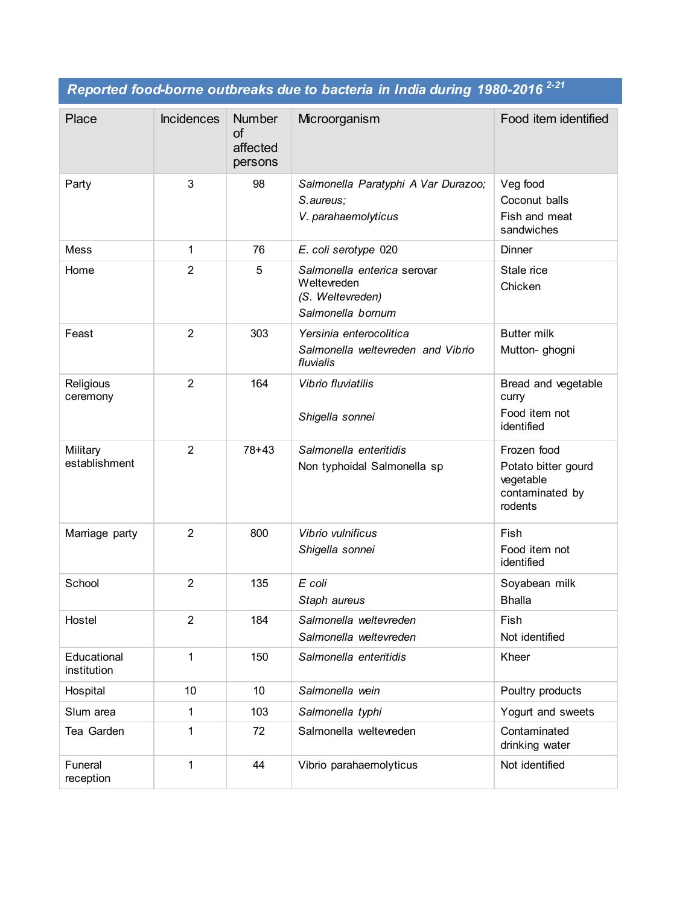**Reported food-borne outbreaks due to bacteria in India during 1980-2016 [2-21]**

| Place | Incidences | Number of affected persons | Microorganism | Food item identified |
|---|---|---|---|---|
| Party | 3 | 98 | *Salmonella Paratyphi A Var Durazoo;* *S.aureus;* *V. parahaemolyticus* | Veg food Coconut balls Fish and meat sandwiches |
| Mess | 1 | 76 | *E. coli serotype* 020 | Dinner |
| Home | 2 | 5 | *Salmonella enterica* serovar Weltevreden *(S. Weltevreden)* *Salmonella bornum* | Stale rice Chicken |
| Feast | 2 | 303 | *Yersinia enterocolitica* *Salmonella weltevreden and Vibrio fluvialis* | Butter milk Mutton- ghogni |
| Religious ceremony | 2 | 164 | *Vibrio fluviatilis* *Shigella sonnei* | Bread and vegetable curry Food item not identified |
| Military establishment | 2 | 78+43 | *Salmonella enteritidis* Non typhoidal Salmonella sp | Frozen food Potato bitter gourd vegetable contaminated by rodents |
| Marriage party | 2 | 800 | *Vibrio vulnificus* *Shigella sonnei* | Fish Food item not identified |
| School | 2 | 135 | *E coli* *Staph aureus* | Soyabean milk Bhalla |
| Hostel | 2 | 184 | *Salmonella weltevreden* *Salmonella weltevreden* | Fish Not identified |
| Educational institution | 1 | 150 | *Salmonella enteritidis* | Kheer |
| Hospital | 10 | 10 | *Salmonella wein* | Poultry products |
| Slum area | 1 | 103 | *Salmonella typhi* | Yogurt and sweets |
| Tea Garden | 1 | 72 | Salmonella weltevreden | Contaminated drinking water |
| Funeral reception | 1 | 44 | Vibrio parahaemolyticus | Not identified |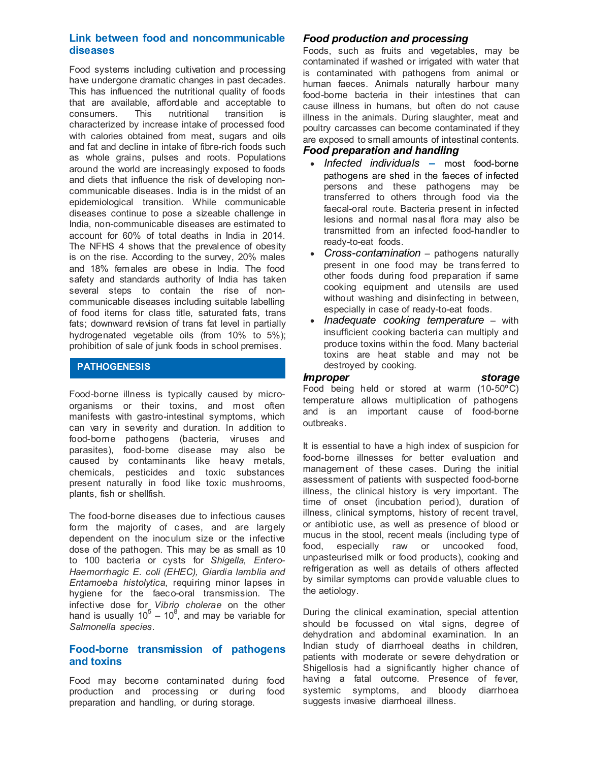## Link between food and noncommunicable diseases

Food systems including cultivation and processing have undergone dramatic changes in past decades. This has influenced the nutritional quality of foods that are available, affordable and acceptable to consumers. This nutritional transition is characterized by increase intake of processed food with calories obtained from meat, sugars and oils and fat and decline in intake of fibre-rich foods such as whole grains, pulses and roots. Populations around the world are increasingly exposed to foods and diets that influence the risk of developing non-communicable diseases. India is in the midst of an epidemiological transition. While communicable diseases continue to pose a sizeable challenge in India, non-communicable diseases are estimated to account for 60% of total deaths in India in 2014. The NFHS 4 shows that the prevalence of obesity is on the rise. According to the survey, 20% males and 18% females are obese in India. The food safety and standards authority of India has taken several steps to contain the rise of non-communicable diseases including suitable labelling of food items for class title, saturated fats, trans fats; downward revision of trans fat level in partially hydrogenated vegetable oils (from 10% to 5%); prohibition of sale of junk foods in school premises.

## PATHOGENESIS

Food-borne illness is typically caused by micro-organisms or their toxins, and most often manifests with gastro-intestinal symptoms, which can vary in severity and duration. In addition to food-borne pathogens (bacteria, viruses and parasites), food-borne disease may also be caused by contaminants like heavy metals, chemicals, pesticides and toxic substances present naturally in food like toxic mushrooms, plants, fish or shellfish.

The food-borne diseases due to infectious causes form the majority of cases, and are largely dependent on the inoculum size or the infective dose of the pathogen. This may be as small as 10 to 100 bacteria or cysts for *Shigella, Entero-Haemorrhagic E. coli (EHEC), Giardia lamblia and Entamoeba histolytica*, requiring minor lapses in hygiene for the faeco-oral transmission. The infective dose for *Vibrio cholerae* on the other hand is usually $10^5 - 10^8$, and may be variable for *Salmonella species*.

## Food-borne transmission of pathogens and toxins

Food may become contaminated during food production and processing or during food preparation and handling, or during storage.

### *Food production and processing*

Foods, such as fruits and vegetables, may be contaminated if washed or irrigated with water that is contaminated with pathogens from animal or human faeces. Animals naturally harbour many food-borne bacteria in their intestines that can cause illness in humans, but often do not cause illness in the animals. During slaughter, meat and poultry carcasses can become contaminated if they are exposed to small amounts of intestinal contents.

### *Food preparation and handling*

- *Infected individuals* – most food-borne pathogens are shed in the faeces of infected persons and these pathogens may be transferred to others through food via the faecal-oral route. Bacteria present in infected lesions and normal nasal flora may also be transmitted from an infected food-handler to ready-to-eat foods.
- *Cross-contamination* – pathogens naturally present in one food may be transferred to other foods during food preparation if same cooking equipment and utensils are used without washing and disinfecting in between, especially in case of ready-to-eat foods.
- *Inadequate cooking temperature* – with insufficient cooking bacteria can multiply and produce toxins within the food. Many bacterial toxins are heat stable and may not be destroyed by cooking.

### *Improper storage*

Food being held or stored at warm (10-50ºC) temperature allows multiplication of pathogens and is an important cause of food-borne outbreaks.

It is essential to have a high index of suspicion for food-borne illnesses for better evaluation and management of these cases. During the initial assessment of patients with suspected food-borne illness, the clinical history is very important. The time of onset (incubation period), duration of illness, clinical symptoms, history of recent travel, or antibiotic use, as well as presence of blood or mucus in the stool, recent meals (including type of food, especially raw or uncooked food, unpasteurised milk or food products), cooking and refrigeration as well as details of others affected by similar symptoms can provide valuable clues to the aetiology.

During the clinical examination, special attention should be focussed on vital signs, degree of dehydration and abdominal examination. In an Indian study of diarrhoeal deaths in children, patients with moderate or severe dehydration or Shigellosis had a significantly higher chance of having a fatal outcome. Presence of fever, systemic symptoms, and bloody diarrhoea suggests invasive diarrhoeal illness.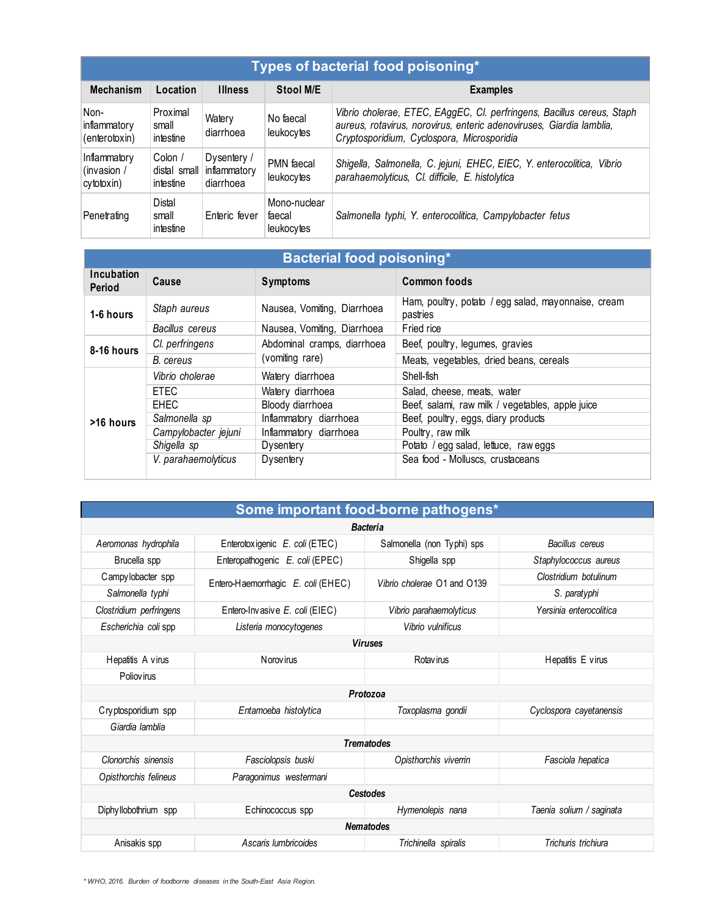## Types of bacterial food poisoning*

| Mechanism | Location | Illness | Stool M/E | Examples |
|---|---|---|---|---|
| Non-inflammatory (enterotoxin) | Proximal small intestine | Watery diarrhoea | No faecal leukocytes | *Vibrio cholerae, ETEC, EAggEC, Cl. perfringens, Bacillus cereus, Staph aureus, rotavirus, norovirus, enteric adenoviruses, Giardia lamblia, Cryptosporidium, Cyclospora, Microsporidia* |
| Inflammatory (invasion / cytotoxin) | Colon / distal small intestine | Dysentery / inflammatory diarrhoea | PMN faecal leukocytes | *Shigella, Salmonella, C. jejuni, EHEC, EIEC, Y. enterocolitica, Vibrio parahaemolyticus, Cl. difficile, E. histolytica* |
| Penetrating | Distal small intestine | Enteric fever | Mono-nuclear faecal leukocytes | *Salmonella typhi, Y. enterocolitica, Campylobacter fetus* |

## Bacterial food poisoning*

| Incubation Period | Cause | Symptoms | Common foods |
|---|---|---|---|
| 1-6 hours | *Staph aureus* | Nausea, Vomiting, Diarrhoea | Ham, poultry, potato / egg salad, mayonnaise, cream pastries |
| | *Bacillus cereus* | Nausea, Vomiting, Diarrhoea | Fried rice |
| 8-16 hours | *Cl. perfringens* | Abdominal cramps, diarrhoea (vomiting rare) | Beef, poultry, legumes, gravies |
| | *B. cereus* | | Meats, vegetables, dried beans, cereals |
| >16 hours | *Vibrio cholerae* | Watery diarrhoea | Shell-fish |
| | ETEC | Watery diarrhoea | Salad, cheese, meats, water |
| | EHEC | Bloody diarrhoea | Beef, salami, raw milk / vegetables, apple juice |
| | *Salmonella sp* | Inflammatory diarrhoea | Beef, poultry, eggs, diary products |
| | *Campylobacter jejuni* | Inflammatory diarrhoea | Poultry, raw milk |
| | *Shigella sp* | Dysentery | Potato / egg salad, lettuce, raw eggs |
| | *V. parahaemolyticus* | Dysentery | Sea food - Molluscs, crustaceans |

## Some important food-borne pathogens*

| | | | |
|---|---|---|---|
| **Bacteria** | | | |
| *Aeromonas hydrophila* | Enterotoxigenic *E. coli* (ETEC) | Salmonella (non Typhi) sps | *Bacillus cereus* |
| Brucella spp | Enteropathogenic *E. coli* (EPEC) | Shigella spp | *Staphylococcus aureus* |
| Campylobacter spp | Entero-Haemorrhagic *E. coli* (EHEC) | *Vibrio cholerae* O1 and O139 | *Clostridium botulinum* |
| *Salmonella typhi* | | | *S. paratyphi* |
| *Clostridium perfringens* | Entero-Invasive *E. coli* (EIEC) | *Vibrio parahaemolyticus* | *Yersinia enterocolitica* |
| *Escherichia coli* spp | *Listeria monocytogenes* | *Vibrio vulnificus* | |
| **Viruses** | | | |
| Hepatitis A virus | Norovirus | Rotavirus | Hepatitis E virus |
| Poliovirus | | | |
| **Protozoa** | | | |
| Cryptosporidium spp | *Entamoeba histolytica* | *Toxoplasma gondii* | *Cyclospora cayetanensis* |
| *Giardia lamblia* | | | |
| **Trematodes** | | | |
| *Clonorchis sinensis* | *Fasciolopsis buski* | *Opisthorchis viverrin* | *Fasciola hepatica* |
| *Opisthorchis felineus* | *Paragonimus westermani* | | |
| **Cestodes** | | | |
| Diphyllobothrium spp | Echinococcus spp | *Hymenolepis nana* | *Taenia solium / saginata* |
| **Nematodes** | | | |
| Anisakis spp | *Ascaris lumbricoides* | *Trichinella spiralis* | *Trichuris trichiura* |

*\* WHO, 2016. Burden of foodborne diseases in the South-East Asia Region.*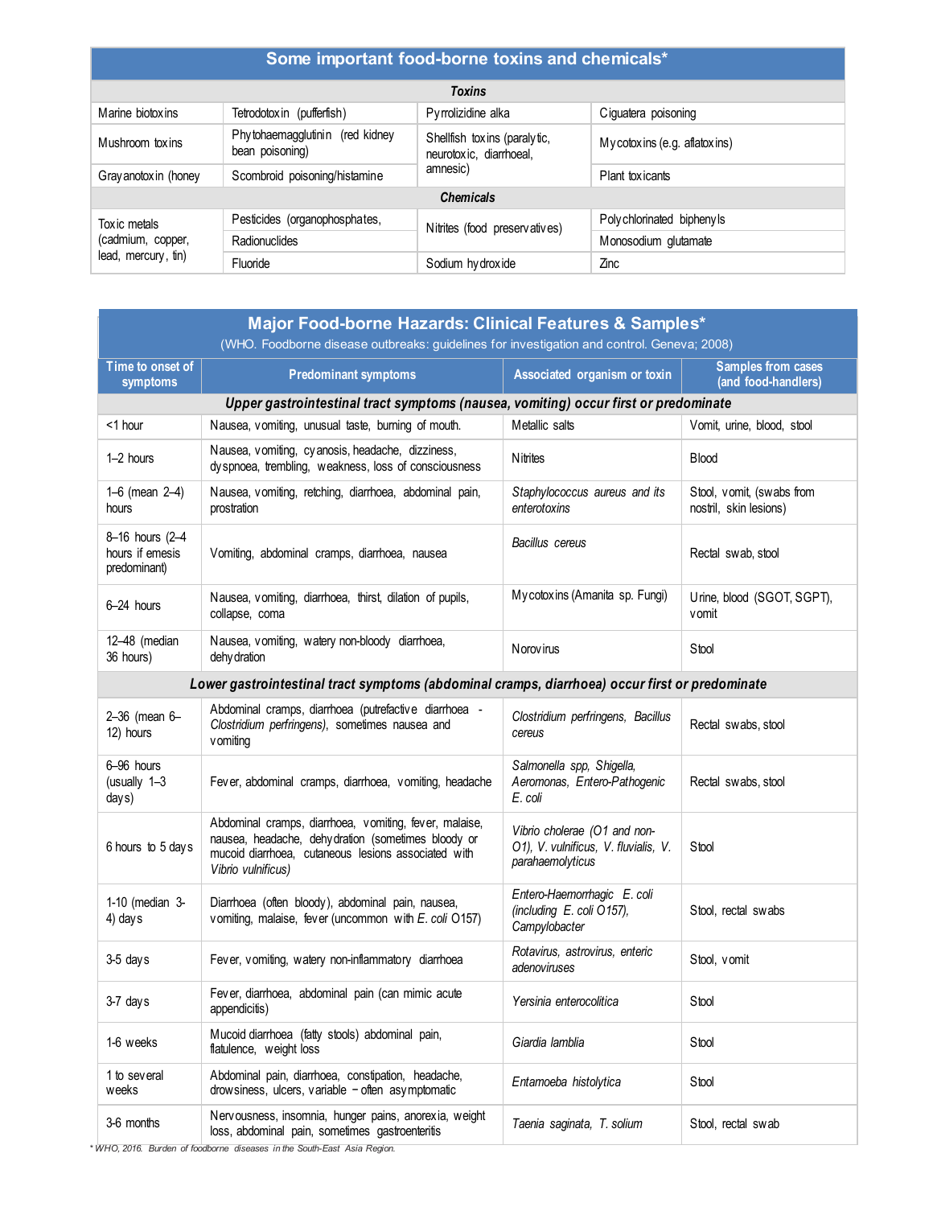## Some important food-borne toxins and chemicals*

| | | | |
|---|---|---|---|
| ***Toxins*** | | | |
| Marine biotoxins | Tetrodotoxin (pufferfish) | Pyrrolizidine alka | Ciguatera poisoning |
| Mushroom toxins | Phytohaemagglutinin (red kidney bean poisoning) | Shellfish toxins (paralytic, neurotoxic, diarrhoeal, amnesic) | Mycotoxins (e.g. aflatoxins) |
| Grayanotoxin (honey | Scombroid poisoning/histamine | | Plant toxicants |
| ***Chemicals*** | | | |
| Toxic metals (cadmium, copper, lead, mercury, tin) | Pesticides (organophosphates, | Nitrites (food preservatives) | Polychlorinated biphenyls |
| | Radionuclides | | Monosodium glutamate |
| | Fluoride | Sodium hydroxide | Zinc |

## Major Food-borne Hazards: Clinical Features & Samples*

(WHO. Foodborne disease outbreaks: guidelines for investigation and control. Geneva; 2008)

| Time to onset of symptoms | Predominant symptoms | Associated organism or toxin | Samples from cases (and food-handlers) |
|---|---|---|---|
| ***Upper gastrointestinal tract symptoms (nausea, vomiting) occur first or predominate*** | | | |
| <1 hour | Nausea, vomiting, unusual taste, burning of mouth. | Metallic salts | Vomit, urine, blood, stool |
| 1–2 hours | Nausea, vomiting, cyanosis, headache, dizziness, dyspnoea, trembling, weakness, loss of consciousness | Nitrites | Blood |
| 1–6 (mean 2–4) hours | Nausea, vomiting, retching, diarrhoea, abdominal pain, prostration | *Staphylococcus aureus and its enterotoxins* | Stool, vomit, (swabs from nostril, skin lesions) |
| 8–16 hours (2–4 hours if emesis predominant) | Vomiting, abdominal cramps, diarrhoea, nausea | *Bacillus cereus* | Rectal swab, stool |
| 6–24 hours | Nausea, vomiting, diarrhoea, thirst, dilation of pupils, collapse, coma | Mycotoxins (Amanita sp. Fungi) | Urine, blood (SGOT, SGPT), vomit |
| 12–48 (median 36 hours) | Nausea, vomiting, watery non-bloody diarrhoea, dehydration | Norovirus | Stool |
| ***Lower gastrointestinal tract symptoms (abdominal cramps, diarrhoea) occur first or predominate*** | | | |
| 2–36 (mean 6–12) hours | Abdominal cramps, diarrhoea (putrefactive diarrhoea - *Clostridium perfringens*), sometimes nausea and vomiting | *Clostridium perfringens, Bacillus cereus* | Rectal swabs, stool |
| 6–96 hours (usually 1–3 days) | Fever, abdominal cramps, diarrhoea, vomiting, headache | *Salmonella spp, Shigella, Aeromonas, Entero-Pathogenic E. coli* | Rectal swabs, stool |
| 6 hours to 5 days | Abdominal cramps, diarrhoea, vomiting, fever, malaise, nausea, headache, dehydration (sometimes bloody or mucoid diarrhoea, cutaneous lesions associated with *Vibrio vulnificus*) | *Vibrio cholerae (O1 and non-O1), V. vulnificus, V. fluvialis, V. parahaemolyticus* | Stool |
| 1-10 (median 3-4) days | Diarrhoea (often bloody), abdominal pain, nausea, vomiting, malaise, fever (uncommon with *E. coli* O157) | *Entero-Haemorrhagic E. coli (including E. coli O157), Campylobacter* | Stool, rectal swabs |
| 3-5 days | Fever, vomiting, watery non-inflammatory diarrhoea | *Rotavirus, astrovirus, enteric adenoviruses* | Stool, vomit |
| 3-7 days | Fever, diarrhoea, abdominal pain (can mimic acute appendicitis) | *Yersinia enterocolitica* | Stool |
| 1-6 weeks | Mucoid diarrhoea (fatty stools) abdominal pain, flatulence, weight loss | *Giardia lamblia* | Stool |
| 1 to several weeks | Abdominal pain, diarrhoea, constipation, headache, drowsiness, ulcers, variable – often asymptomatic | *Entamoeba histolytica* | Stool |
| 3-6 months | Nervousness, insomnia, hunger pains, anorexia, weight loss, abdominal pain, sometimes gastroenteritis | *Taenia saginata, T. solium* | Stool, rectal swab |

*\* WHO, 2016. Burden of foodborne diseases in the South-East Asia Region.*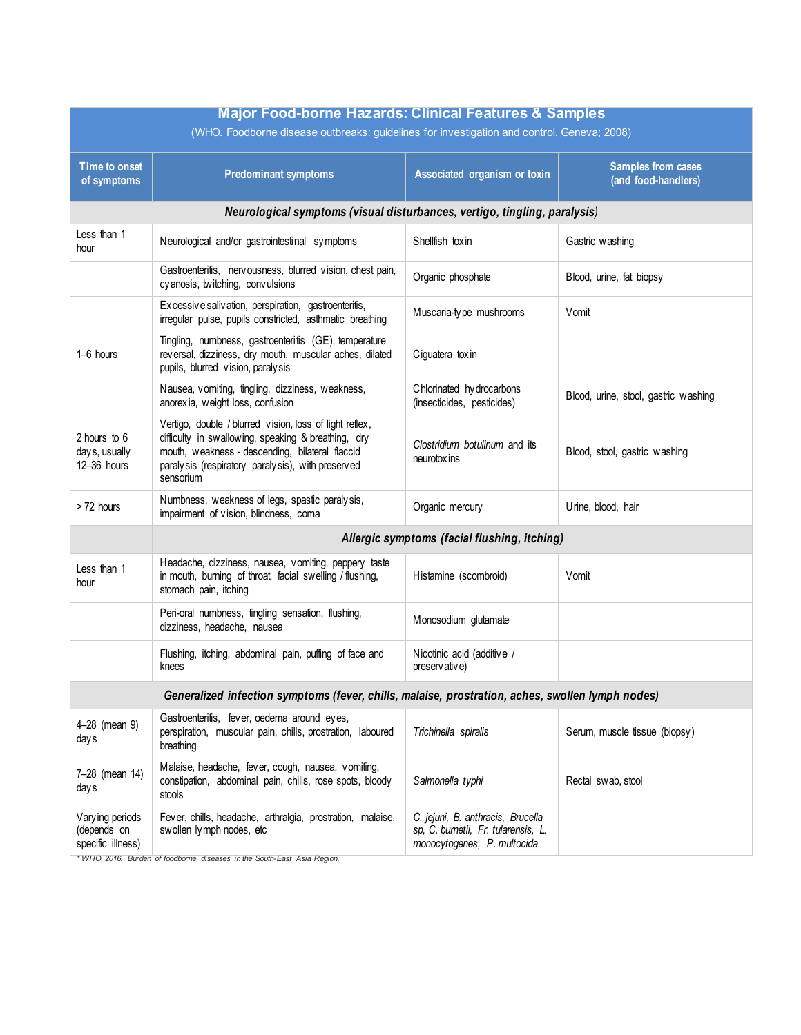## Major Food-borne Hazards: Clinical Features & Samples

(WHO. Foodborne disease outbreaks: guidelines for investigation and control. Geneva; 2008)

| Time to onset of symptoms | Predominant symptoms | Associated organism or toxin | Samples from cases (and food-handlers) |
|---|---|---|---|
| ***Neurological symptoms (visual disturbances, vertigo, tingling, paralysis)*** | | | |
| Less than 1 hour | Neurological and/or gastrointestinal symptoms | Shellfish toxin | Gastric washing |
| | Gastroenteritis, nervousness, blurred vision, chest pain, cyanosis, twitching, convulsions | Organic phosphate | Blood, urine, fat biopsy |
| | Excessive salivation, perspiration, gastroenteritis, irregular pulse, pupils constricted, asthmatic breathing | Muscaria-type mushrooms | Vomit |
| 1–6 hours | Tingling, numbness, gastroenteritis (GE), temperature reversal, dizziness, dry mouth, muscular aches, dilated pupils, blurred vision, paralysis | Ciguatera toxin | |
| | Nausea, vomiting, tingling, dizziness, weakness, anorexia, weight loss, confusion | Chlorinated hydrocarbons (insecticides, pesticides) | Blood, urine, stool, gastric washing |
| 2 hours to 6 days, usually 12–36 hours | Vertigo, double / blurred vision, loss of light reflex, difficulty in swallowing, speaking & breathing, dry mouth, weakness - descending, bilateral flaccid paralysis (respiratory paralysis), with preserved sensorium | *Clostridium botulinum* and its neurotoxins | Blood, stool, gastric washing |
| > 72 hours | Numbness, weakness of legs, spastic paralysis, impairment of vision, blindness, coma | Organic mercury | Urine, blood, hair |
| ***Allergic symptoms (facial flushing, itching)*** | | | |
| Less than 1 hour | Headache, dizziness, nausea, vomiting, peppery taste in mouth, burning of throat, facial swelling / flushing, stomach pain, itching | Histamine (scombroid) | Vomit |
| | Peri-oral numbness, tingling sensation, flushing, dizziness, headache, nausea | Monosodium glutamate | |
| | Flushing, itching, abdominal pain, puffing of face and knees | Nicotinic acid (additive / preservative) | |
| ***Generalized infection symptoms (fever, chills, malaise, prostration, aches, swollen lymph nodes)*** | | | |
| 4–28 (mean 9) days | Gastroenteritis, fever, oedema around eyes, perspiration, muscular pain, chills, prostration, laboured breathing | *Trichinella spiralis* | Serum, muscle tissue (biopsy) |
| 7–28 (mean 14) days | Malaise, headache, fever, cough, nausea, vomiting, constipation, abdominal pain, chills, rose spots, bloody stools | *Salmonella typhi* | Rectal swab, stool |
| Varying periods (depends on specific illness) | Fever, chills, headache, arthralgia, prostration, malaise, swollen lymph nodes, etc | *C. jejuni, B. anthracis, Brucella sp, C. burnetii, Fr. tularensis, L. monocytogenes, P. multocida* | |

*\* WHO, 2016. Burden of foodborne diseases in the South-East Asia Region.*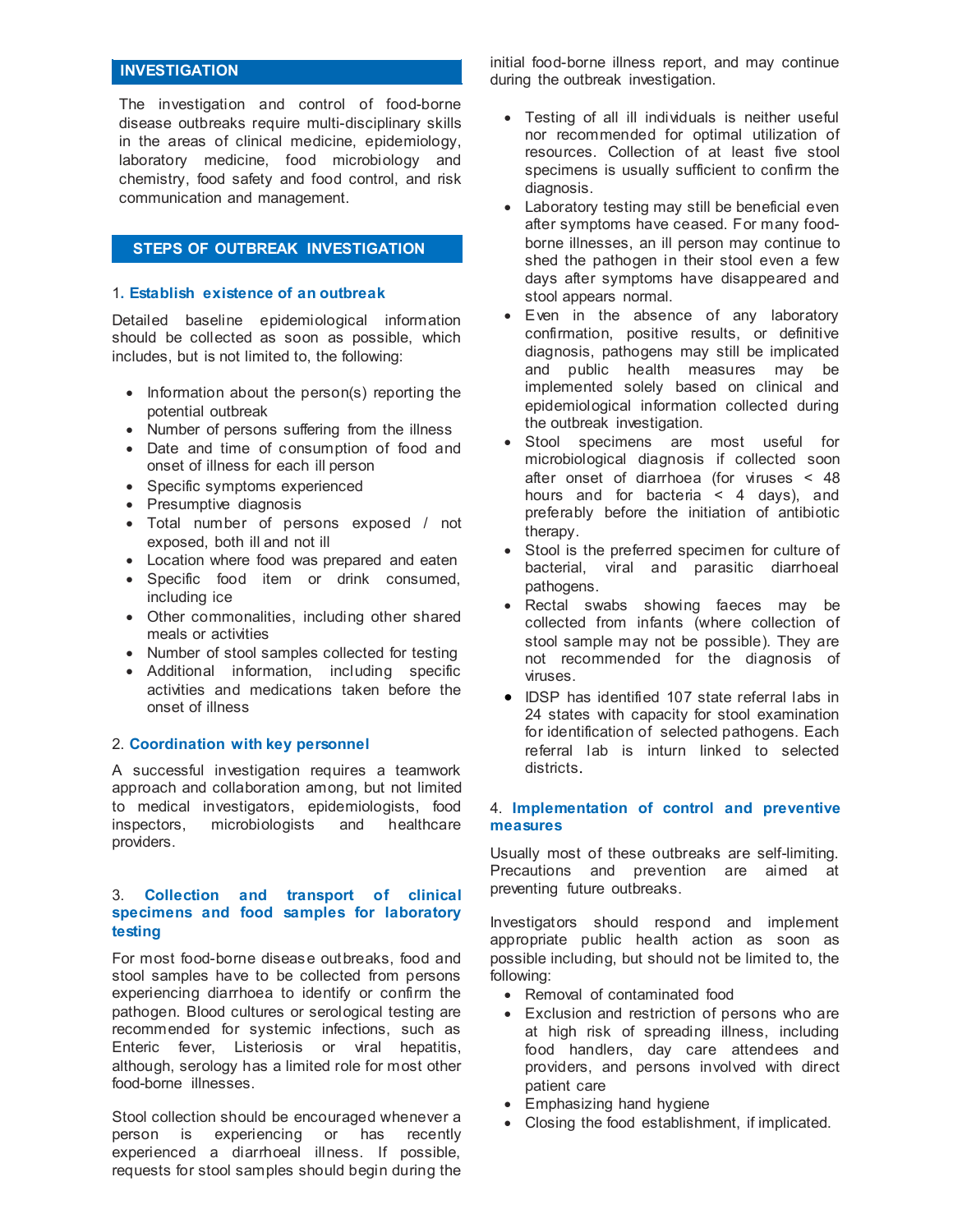## INVESTIGATION

The investigation and control of food-borne disease outbreaks require multi-disciplinary skills in the areas of clinical medicine, epidemiology, laboratory medicine, food microbiology and chemistry, food safety and food control, and risk communication and management.

## STEPS OF OUTBREAK INVESTIGATION

### 1. Establish existence of an outbreak

Detailed baseline epidemiological information should be collected as soon as possible, which includes, but is not limited to, the following:

- Information about the person(s) reporting the potential outbreak
- Number of persons suffering from the illness
- Date and time of consumption of food and onset of illness for each ill person
- Specific symptoms experienced
- Presumptive diagnosis
- Total number of persons exposed / not exposed, both ill and not ill
- Location where food was prepared and eaten
- Specific food item or drink consumed, including ice
- Other commonalities, including other shared meals or activities
- Number of stool samples collected for testing
- Additional information, including specific activities and medications taken before the onset of illness

### 2. Coordination with key personnel

A successful investigation requires a teamwork approach and collaboration among, but not limited to medical investigators, epidemiologists, food inspectors, microbiologists and healthcare providers.

### 3. Collection and transport of clinical specimens and food samples for laboratory testing

For most food-borne disease outbreaks, food and stool samples have to be collected from persons experiencing diarrhoea to identify or confirm the pathogen. Blood cultures or serological testing are recommended for systemic infections, such as Enteric fever, Listeriosis or viral hepatitis, although, serology has a limited role for most other food-borne illnesses.

Stool collection should be encouraged whenever a person is experiencing or has recently experienced a diarrhoeal illness. If possible, requests for stool samples should begin during the initial food-borne illness report, and may continue during the outbreak investigation.

- Testing of all ill individuals is neither useful nor recommended for optimal utilization of resources. Collection of at least five stool specimens is usually sufficient to confirm the diagnosis.
- Laboratory testing may still be beneficial even after symptoms have ceased. For many food-borne illnesses, an ill person may continue to shed the pathogen in their stool even a few days after symptoms have disappeared and stool appears normal.
- Even in the absence of any laboratory confirmation, positive results, or definitive diagnosis, pathogens may still be implicated and public health measures may be implemented solely based on clinical and epidemiological information collected during the outbreak investigation.
- Stool specimens are most useful for microbiological diagnosis if collected soon after onset of diarrhoea (for viruses < 48 hours and for bacteria < 4 days), and preferably before the initiation of antibiotic therapy.
- Stool is the preferred specimen for culture of bacterial, viral and parasitic diarrhoeal pathogens.
- Rectal swabs showing faeces may be collected from infants (where collection of stool sample may not be possible). They are not recommended for the diagnosis of viruses.
- IDSP has identified 107 state referral labs in 24 states with capacity for stool examination for identification of selected pathogens. Each referral lab is inturn linked to selected districts.

### 4. Implementation of control and preventive measures

Usually most of these outbreaks are self-limiting. Precautions and prevention are aimed at preventing future outbreaks.

Investigators should respond and implement appropriate public health action as soon as possible including, but should not be limited to, the following:

- Removal of contaminated food
- Exclusion and restriction of persons who are at high risk of spreading illness, including food handlers, day care attendees and providers, and persons involved with direct patient care
- Emphasizing hand hygiene
- Closing the food establishment, if implicated.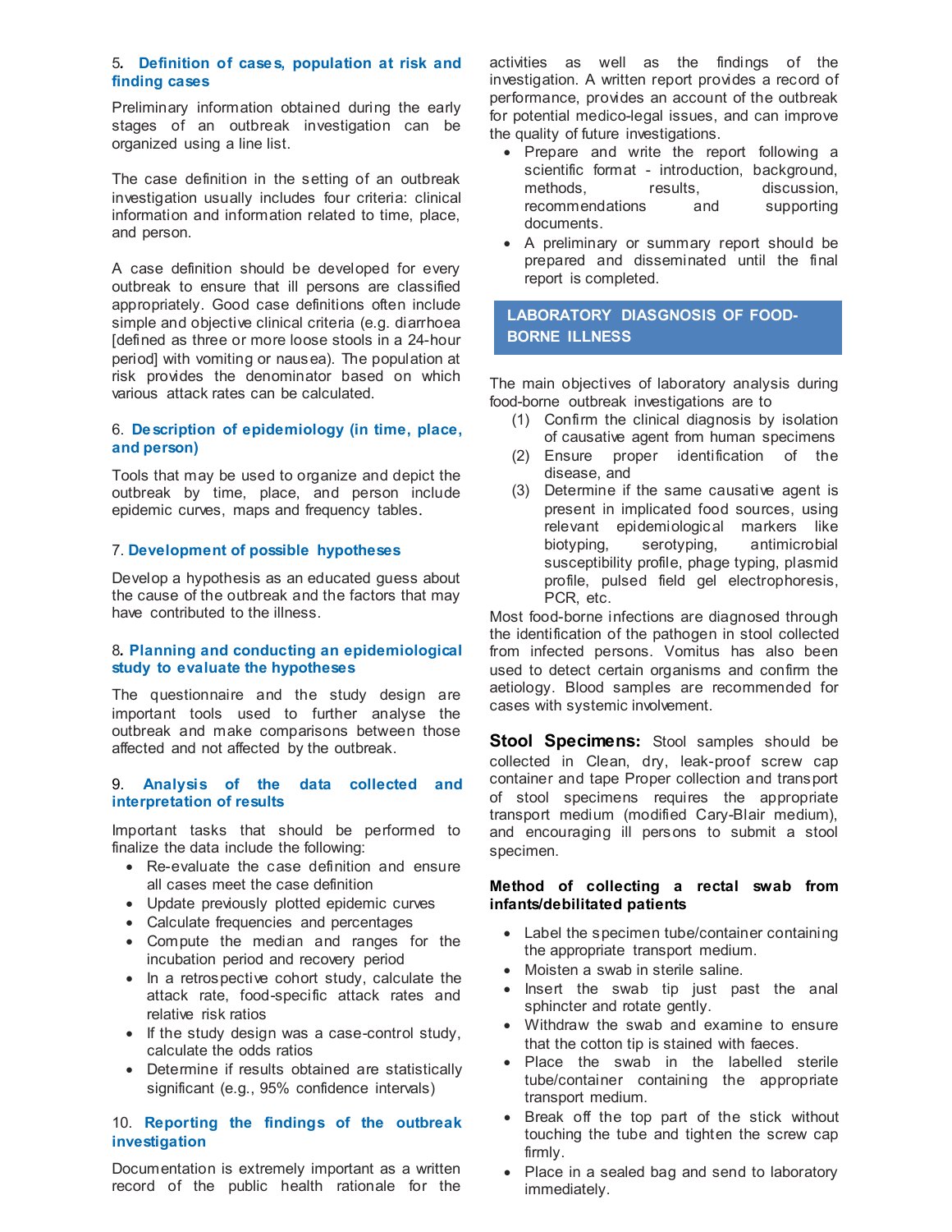### 5. Definition of cases, population at risk and finding cases

Preliminary information obtained during the early stages of an outbreak investigation can be organized using a line list.

The case definition in the setting of an outbreak investigation usually includes four criteria: clinical information and information related to time, place, and person.

A case definition should be developed for every outbreak to ensure that ill persons are classified appropriately. Good case definitions often include simple and objective clinical criteria (e.g. diarrhoea [defined as three or more loose stools in a 24-hour period] with vomiting or nausea). The population at risk provides the denominator based on which various attack rates can be calculated.

### 6. Description of epidemiology (in time, place, and person)

Tools that may be used to organize and depict the outbreak by time, place, and person include epidemic curves, maps and frequency tables.

### 7. Development of possible hypotheses

Develop a hypothesis as an educated guess about the cause of the outbreak and the factors that may have contributed to the illness.

### 8. Planning and conducting an epidemiological study to evaluate the hypotheses

The questionnaire and the study design are important tools used to further analyse the outbreak and make comparisons between those affected and not affected by the outbreak.

### 9. Analysis of the data collected and interpretation of results

Important tasks that should be performed to finalize the data include the following:

- Re-evaluate the case definition and ensure all cases meet the case definition
- Update previously plotted epidemic curves
- Calculate frequencies and percentages
- Compute the median and ranges for the incubation period and recovery period
- In a retrospective cohort study, calculate the attack rate, food-specific attack rates and relative risk ratios
- If the study design was a case-control study, calculate the odds ratios
- Determine if results obtained are statistically significant (e.g., 95% confidence intervals)

### 10. Reporting the findings of the outbreak investigation

Documentation is extremely important as a written record of the public health rationale for the activities as well as the findings of the investigation. A written report provides a record of performance, provides an account of the outbreak for potential medico-legal issues, and can improve the quality of future investigations.

- Prepare and write the report following a scientific format - introduction, background, methods, results, discussion, recommendations and supporting documents.
- A preliminary or summary report should be prepared and disseminated until the final report is completed.

## LABORATORY DIASGNOSIS OF FOOD-BORNE ILLNESS

The main objectives of laboratory analysis during food-borne outbreak investigations are to

(1) Confirm the clinical diagnosis by isolation of causative agent from human specimens
(2) Ensure proper identification of the disease, and
(3) Determine if the same causative agent is present in implicated food sources, using relevant epidemiological markers like biotyping, serotyping, antimicrobial susceptibility profile, phage typing, plasmid profile, pulsed field gel electrophoresis, PCR, etc.

Most food-borne infections are diagnosed through the identification of the pathogen in stool collected from infected persons. Vomitus has also been used to detect certain organisms and confirm the aetiology. Blood samples are recommended for cases with systemic involvement.

**Stool Specimens:** Stool samples should be collected in Clean, dry, leak-proof screw cap container and tape Proper collection and transport of stool specimens requires the appropriate transport medium (modified Cary-Blair medium), and encouraging ill persons to submit a stool specimen.

**Method of collecting a rectal swab from infants/debilitated patients**

- Label the specimen tube/container containing the appropriate transport medium.
- Moisten a swab in sterile saline.
- Insert the swab tip just past the anal sphincter and rotate gently.
- Withdraw the swab and examine to ensure that the cotton tip is stained with faeces.
- Place the swab in the labelled sterile tube/container containing the appropriate transport medium.
- Break off the top part of the stick without touching the tube and tighten the screw cap firmly.
- Place in a sealed bag and send to laboratory immediately.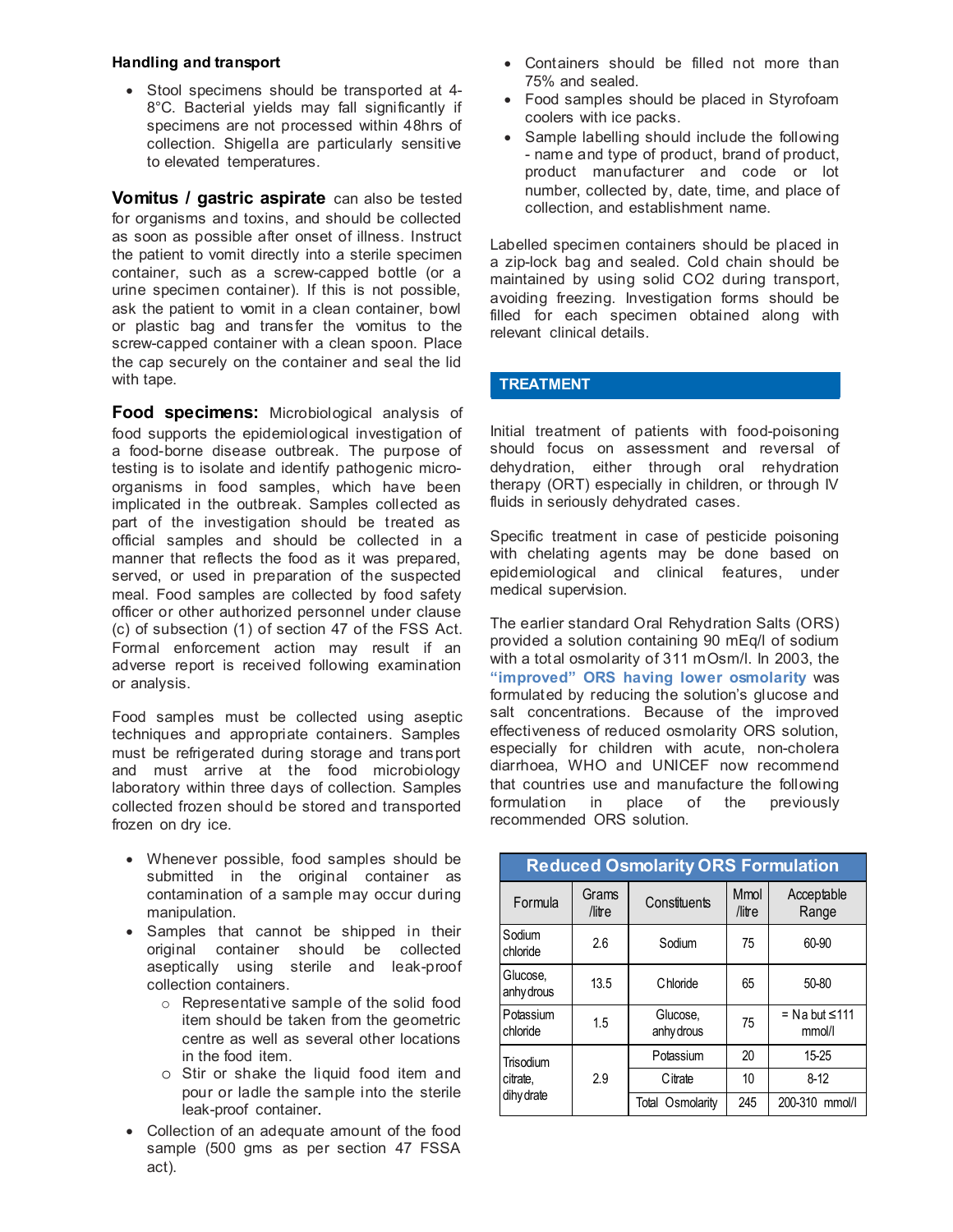**Handling and transport**

- Stool specimens should be transported at 4-8°C. Bacterial yields may fall significantly if specimens are not processed within 48hrs of collection. Shigella are particularly sensitive to elevated temperatures.

**Vomitus / gastric aspirate** can also be tested for organisms and toxins, and should be collected as soon as possible after onset of illness. Instruct the patient to vomit directly into a sterile specimen container, such as a screw-capped bottle (or a urine specimen container). If this is not possible, ask the patient to vomit in a clean container, bowl or plastic bag and transfer the vomitus to the screw-capped container with a clean spoon. Place the cap securely on the container and seal the lid with tape.

**Food specimens:** Microbiological analysis of food supports the epidemiological investigation of a food-borne disease outbreak. The purpose of testing is to isolate and identify pathogenic micro-organisms in food samples, which have been implicated in the outbreak. Samples collected as part of the investigation should be treated as official samples and should be collected in a manner that reflects the food as it was prepared, served, or used in preparation of the suspected meal. Food samples are collected by food safety officer or other authorized personnel under clause (c) of subsection (1) of section 47 of the FSS Act. Formal enforcement action may result if an adverse report is received following examination or analysis.

Food samples must be collected using aseptic techniques and appropriate containers. Samples must be refrigerated during storage and transport and must arrive at the food microbiology laboratory within three days of collection. Samples collected frozen should be stored and transported frozen on dry ice.

- Whenever possible, food samples should be submitted in the original container as contamination of a sample may occur during manipulation.
- Samples that cannot be shipped in their original container should be collected aseptically using sterile and leak-proof collection containers.
  - Representative sample of the solid food item should be taken from the geometric centre as well as several other locations in the food item.
  - Stir or shake the liquid food item and pour or ladle the sample into the sterile leak-proof container.
- Collection of an adequate amount of the food sample (500 gms as per section 47 FSSA act).
- Containers should be filled not more than 75% and sealed.
- Food samples should be placed in Styrofoam coolers with ice packs.
- Sample labelling should include the following - name and type of product, brand of product, product manufacturer and code or lot number, collected by, date, time, and place of collection, and establishment name.

Labelled specimen containers should be placed in a zip-lock bag and sealed. Cold chain should be maintained by using solid $CO_2$ during transport, avoiding freezing. Investigation forms should be filled for each specimen obtained along with relevant clinical details.

## TREATMENT

Initial treatment of patients with food-poisoning should focus on assessment and reversal of dehydration, either through oral rehydration therapy (ORT) especially in children, or through IV fluids in seriously dehydrated cases.

Specific treatment in case of pesticide poisoning with chelating agents may be done based on epidemiological and clinical features, under medical supervision.

The earlier standard Oral Rehydration Salts (ORS) provided a solution containing 90 mEq/l of sodium with a total osmolarity of 311 mOsm/l. In 2003, the **"improved" ORS having lower osmolarity** was formulated by reducing the solution's glucose and salt concentrations. Because of the improved effectiveness of reduced osmolarity ORS solution, especially for children with acute, non-cholera diarrhoea, WHO and UNICEF now recommend that countries use and manufacture the following formulation in place of the previously recommended ORS solution.

**Reduced Osmolarity ORS Formulation**

| Formula | Grams /litre | Constituents | Mmol /litre | Acceptable Range |
|---|---|---|---|---|
| Sodium chloride | 2.6 | Sodium | 75 | 60-90 |
| Glucose, anhydrous | 13.5 | Chloride | 65 | 50-80 |
| Potassium chloride | 1.5 | Glucose, anhydrous | 75 | = Na but ≤111 mmol/l |
| Trisodium citrate, dihydrate | 2.9 | Potassium | 20 | 15-25 |
| | | Citrate | 10 | 8-12 |
| | | Total Osmolarity | 245 | 200-310 mmol/l |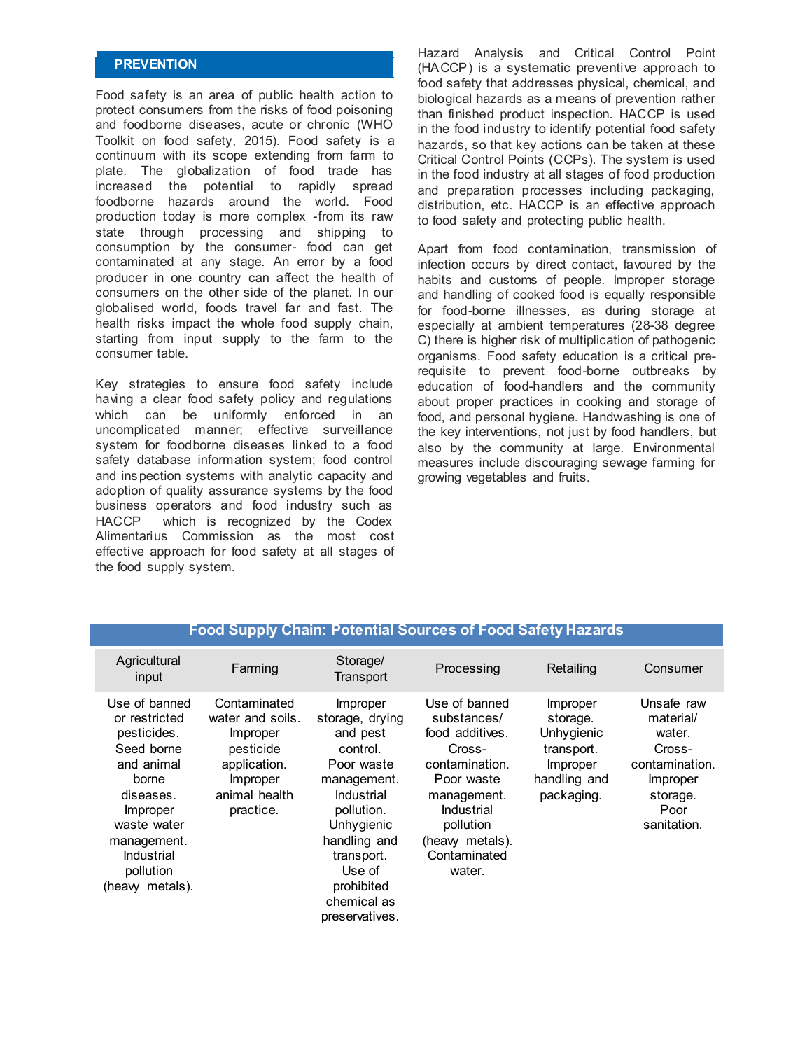## PREVENTION

Food safety is an area of public health action to protect consumers from the risks of food poisoning and foodborne diseases, acute or chronic (WHO Toolkit on food safety, 2015). Food safety is a continuum with its scope extending from farm to plate. The globalization of food trade has increased the potential to rapidly spread foodborne hazards around the world. Food production today is more complex -from its raw state through processing and shipping to consumption by the consumer- food can get contaminated at any stage. An error by a food producer in one country can affect the health of consumers on the other side of the planet. In our globalised world, foods travel far and fast. The health risks impact the whole food supply chain, starting from input supply to the farm to the consumer table.

Key strategies to ensure food safety include having a clear food safety policy and regulations which can be uniformly enforced in an uncomplicated manner; effective surveillance system for foodborne diseases linked to a food safety database information system; food control and inspection systems with analytic capacity and adoption of quality assurance systems by the food business operators and food industry such as HACCP which is recognized by the Codex Alimentarius Commission as the most cost effective approach for food safety at all stages of the food supply system.

Hazard Analysis and Critical Control Point (HACCP) is a systematic preventive approach to food safety that addresses physical, chemical, and biological hazards as a means of prevention rather than finished product inspection. HACCP is used in the food industry to identify potential food safety hazards, so that key actions can be taken at these Critical Control Points (CCPs). The system is used in the food industry at all stages of food production and preparation processes including packaging, distribution, etc. HACCP is an effective approach to food safety and protecting public health.

Apart from food contamination, transmission of infection occurs by direct contact, favoured by the habits and customs of people. Improper storage and handling of cooked food is equally responsible for food-borne illnesses, as during storage at especially at ambient temperatures (28-38 degree C) there is higher risk of multiplication of pathogenic organisms. Food safety education is a critical pre-requisite to prevent food-borne outbreaks by education of food-handlers and the community about proper practices in cooking and storage of food, and personal hygiene. Handwashing is one of the key interventions, not just by food handlers, but also by the community at large. Environmental measures include discouraging sewage farming for growing vegetables and fruits.

**Food Supply Chain: Potential Sources of Food Safety Hazards**

| Agricultural input | Farming | Storage/ Transport | Processing | Retailing | Consumer |
|---|---|---|---|---|---|
| Use of banned or restricted pesticides. Seed borne and animal borne diseases. Improper waste water management. Industrial pollution (heavy metals). | Contaminated water and soils. Improper pesticide application. Improper animal health practice. | Improper storage, drying and pest control. Poor waste management. Industrial pollution. Unhygienic handling and transport. Use of prohibited chemical as preservatives. | Use of banned substances/ food additives. Cross-contamination. Poor waste management. Industrial pollution (heavy metals). Contaminated water. | Improper storage. Unhygienic transport. Improper handling and packaging. | Unsafe raw material/ water. Cross-contamination. Improper storage. Poor sanitation. |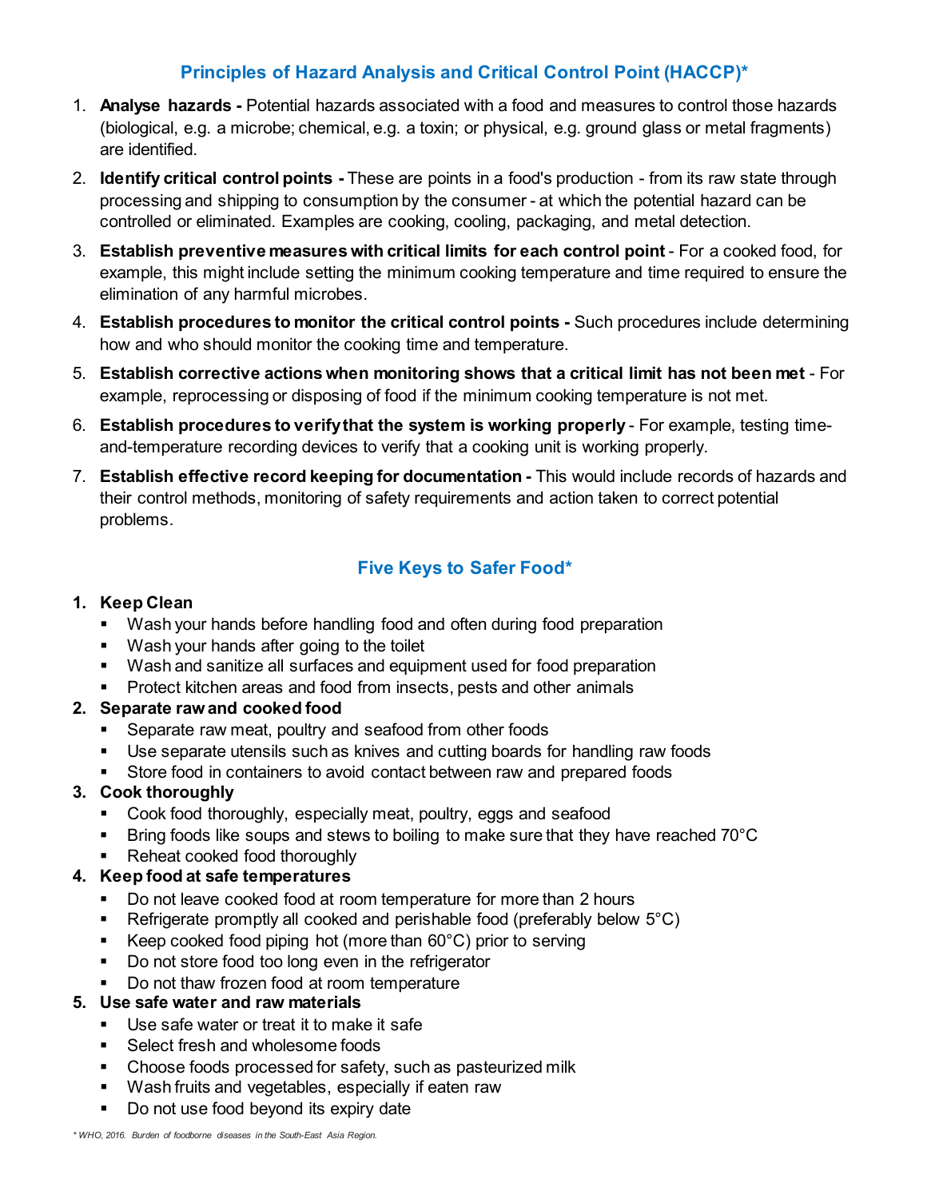## Principles of Hazard Analysis and Critical Control Point (HACCP)*

1. **Analyse hazards -** Potential hazards associated with a food and measures to control those hazards (biological, e.g. a microbe; chemical, e.g. a toxin; or physical, e.g. ground glass or metal fragments) are identified.
2. **Identify critical control points -** These are points in a food's production - from its raw state through processing and shipping to consumption by the consumer - at which the potential hazard can be controlled or eliminated. Examples are cooking, cooling, packaging, and metal detection.
3. **Establish preventive measures with critical limits for each control point** - For a cooked food, for example, this might include setting the minimum cooking temperature and time required to ensure the elimination of any harmful microbes.
4. **Establish procedures to monitor the critical control points -** Such procedures include determining how and who should monitor the cooking time and temperature.
5. **Establish corrective actions when monitoring shows that a critical limit has not been met** - For example, reprocessing or disposing of food if the minimum cooking temperature is not met.
6. **Establish procedures to verify that the system is working properly** - For example, testing time-and-temperature recording devices to verify that a cooking unit is working properly.
7. **Establish effective record keeping for documentation -** This would include records of hazards and their control methods, monitoring of safety requirements and action taken to correct potential problems.

## Five Keys to Safer Food*

1. **Keep Clean**
   - Wash your hands before handling food and often during food preparation
   - Wash your hands after going to the toilet
   - Wash and sanitize all surfaces and equipment used for food preparation
   - Protect kitchen areas and food from insects, pests and other animals
2. **Separate raw and cooked food**
   - Separate raw meat, poultry and seafood from other foods
   - Use separate utensils such as knives and cutting boards for handling raw foods
   - Store food in containers to avoid contact between raw and prepared foods
3. **Cook thoroughly**
   - Cook food thoroughly, especially meat, poultry, eggs and seafood
   - Bring foods like soups and stews to boiling to make sure that they have reached 70°C
   - Reheat cooked food thoroughly
4. **Keep food at safe temperatures**
   - Do not leave cooked food at room temperature for more than 2 hours
   - Refrigerate promptly all cooked and perishable food (preferably below 5°C)
   - Keep cooked food piping hot (more than 60°C) prior to serving
   - Do not store food too long even in the refrigerator
   - Do not thaw frozen food at room temperature
5. **Use safe water and raw materials**
   - Use safe water or treat it to make it safe
   - Select fresh and wholesome foods
   - Choose foods processed for safety, such as pasteurized milk
   - Wash fruits and vegetables, especially if eaten raw
   - Do not use food beyond its expiry date

*\* WHO, 2016. Burden of foodborne diseases in the South-East Asia Region.*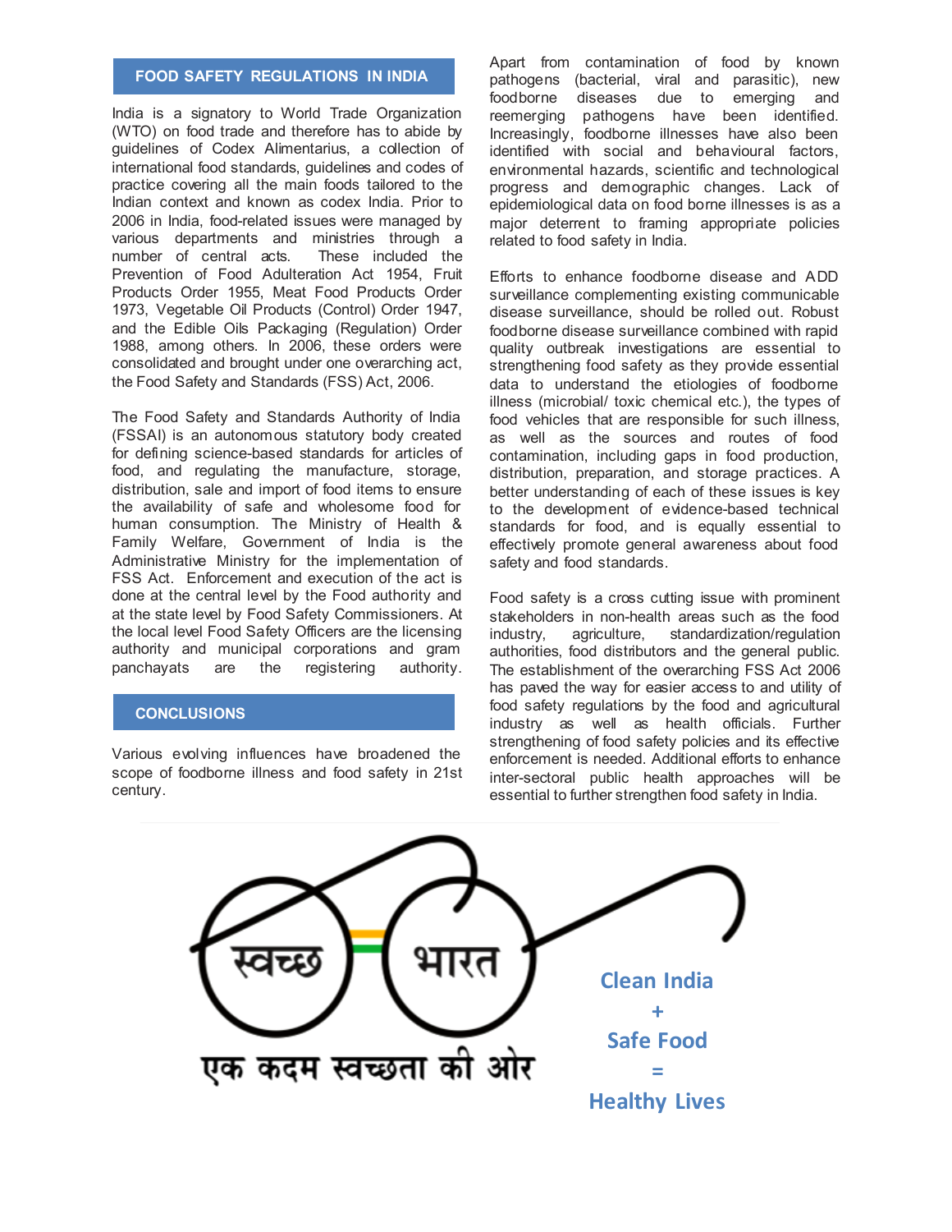## FOOD SAFETY REGULATIONS IN INDIA

India is a signatory to World Trade Organization (WTO) on food trade and therefore has to abide by guidelines of Codex Alimentarius, a collection of international food standards, guidelines and codes of practice covering all the main foods tailored to the Indian context and known as codex India. Prior to 2006 in India, food-related issues were managed by various departments and ministries through a number of central acts. These included the Prevention of Food Adulteration Act 1954, Fruit Products Order 1955, Meat Food Products Order 1973, Vegetable Oil Products (Control) Order 1947, and the Edible Oils Packaging (Regulation) Order 1988, among others. In 2006, these orders were consolidated and brought under one overarching act, the Food Safety and Standards (FSS) Act, 2006.

The Food Safety and Standards Authority of India (FSSAI) is an autonomous statutory body created for defining science-based standards for articles of food, and regulating the manufacture, storage, distribution, sale and import of food items to ensure the availability of safe and wholesome food for human consumption. The Ministry of Health & Family Welfare, Government of India is the Administrative Ministry for the implementation of FSS Act. Enforcement and execution of the act is done at the central level by the Food authority and at the state level by Food Safety Commissioners. At the local level Food Safety Officers are the licensing authority and municipal corporations and gram panchayats are the registering authority.

## CONCLUSIONS

Various evolving influences have broadened the scope of foodborne illness and food safety in 21st century.

Apart from contamination of food by known pathogens (bacterial, viral and parasitic), new foodborne diseases due to emerging and reemerging pathogens have been identified. Increasingly, foodborne illnesses have also been identified with social and behavioural factors, environmental hazards, scientific and technological progress and demographic changes. Lack of epidemiological data on food borne illnesses is as a major deterrent to framing appropriate policies related to food safety in India.

Efforts to enhance foodborne disease and ADD surveillance complementing existing communicable disease surveillance, should be rolled out. Robust foodborne disease surveillance combined with rapid quality outbreak investigations are essential to strengthening food safety as they provide essential data to understand the etiologies of foodborne illness (microbial/ toxic chemical etc.), the types of food vehicles that are responsible for such illness, as well as the sources and routes of food contamination, including gaps in food production, distribution, preparation, and storage practices. A better understanding of each of these issues is key to the development of evidence-based technical standards for food, and is equally essential to effectively promote general awareness about food safety and food standards.

Food safety is a cross cutting issue with prominent stakeholders in non-health areas such as the food industry, agriculture, standardization/regulation authorities, food distributors and the general public. The establishment of the overarching FSS Act 2006 has paved the way for easier access to and utility of food safety regulations by the food and agricultural industry as well as health officials. Further strengthening of food safety policies and its effective enforcement is needed. Additional efforts to enhance inter-sectoral public health approaches will be essential to further strengthen food safety in India.

स्वच्छ भारत

एक कदम स्वच्छता की ओर

**Clean India**
**+**
**Safe Food**
**=**
**Healthy Lives**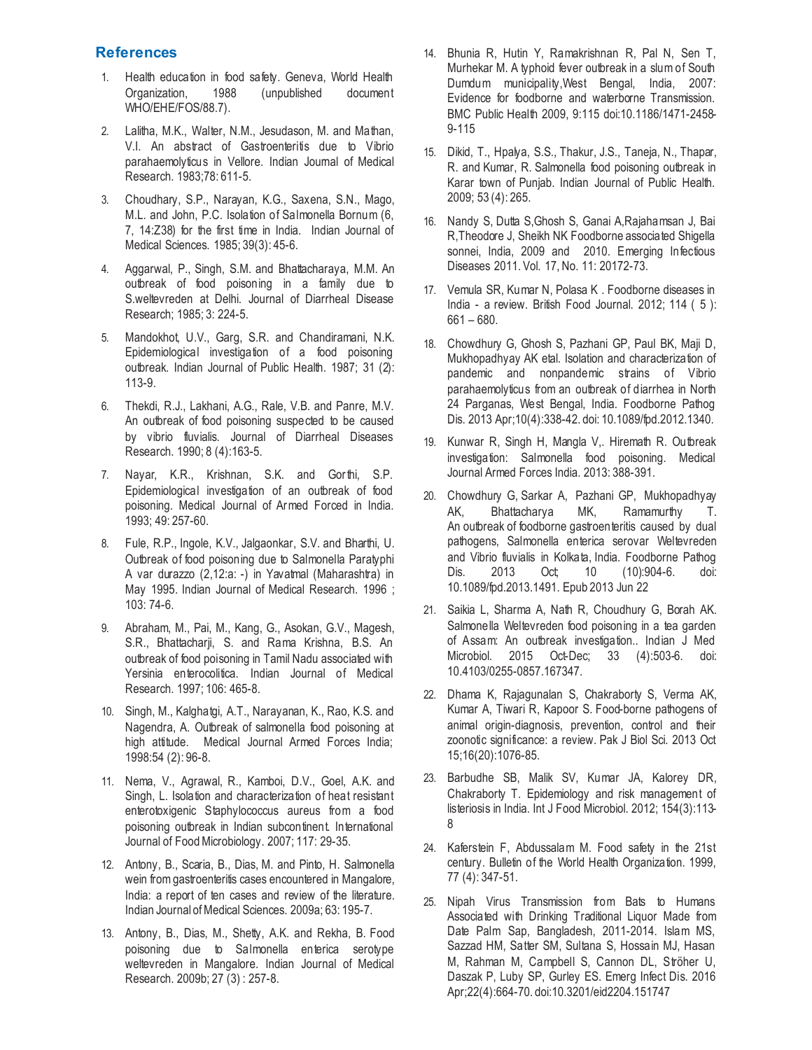## References

1. Health education in food safety. Geneva, World Health Organization, 1988 (unpublished document WHO/EHE/FOS/88.7).

2. Lalitha, M.K., Walter, N.M., Jesudason, M. and Mathan, V.I. An abstract of Gastroenteritis due to Vibrio parahaemolyticus in Vellore. Indian Journal of Medical Research. 1983;78: 611-5.

3. Choudhary, S.P., Narayan, K.G., Saxena, S.N., Mago, M.L. and John, P.C. Isolation of Salmonella Bornum (6, 7, 14:Z38) for the first time in India. Indian Journal of Medical Sciences. 1985; 39(3): 45-6.

4. Aggarwal, P., Singh, S.M. and Bhattacharaya, M.M. An outbreak of food poisoning in a family due to S.weltevreden at Delhi. Journal of Diarrheal Disease Research; 1985; 3: 224-5.

5. Mandokhot, U.V., Garg, S.R. and Chandiramani, N.K. Epidemiological investigation of a food poisoning outbreak. Indian Journal of Public Health. 1987; 31 (2): 113-9.

6. Thekdi, R.J., Lakhani, A.G., Rale, V.B. and Panre, M.V. An outbreak of food poisoning suspected to be caused by vibrio fluvialis. Journal of Diarrheal Diseases Research. 1990; 8 (4):163-5.

7. Nayar, K.R., Krishnan, S.K. and Gorthi, S.P. Epidemiological investigation of an outbreak of food poisoning. Medical Journal of Armed Forced in India. 1993; 49: 257-60.

8. Fule, R.P., Ingole, K.V., Jalgaonkar, S.V. and Bharthi, U. Outbreak of food poisoning due to Salmonella Paratyphi A var durazzo (2,12:a: -) in Yavatmal (Maharashtra) in May 1995. Indian Journal of Medical Research. 1996 ; 103: 74-6.

9. Abraham, M., Pai, M., Kang, G., Asokan, G.V., Magesh, S.R., Bhattacharji, S. and Rama Krishna, B.S. An outbreak of food poisoning in Tamil Nadu associated with Yersinia enterocolitica. Indian Journal of Medical Research. 1997; 106: 465-8.

10. Singh, M., Kalghatgi, A.T., Narayanan, K., Rao, K.S. and Nagendra, A. Outbreak of salmonella food poisoning at high attitude. Medical Journal Armed Forces India; 1998:54 (2): 96-8.

11. Nema, V., Agrawal, R., Kamboi, D.V., Goel, A.K. and Singh, L. Isolation and characterization of heat resistant enterotoxigenic Staphylococcus aureus from a food poisoning outbreak in Indian subcontinent. International Journal of Food Microbiology. 2007; 117: 29-35.

12. Antony, B., Scaria, B., Dias, M. and Pinto, H. Salmonella wein from gastroenteritis cases encountered in Mangalore, India: a report of ten cases and review of the literature. Indian Journal of Medical Sciences. 2009a; 63: 195-7.

13. Antony, B., Dias, M., Shetty, A.K. and Rekha, B. Food poisoning due to Salmonella enterica serotype weltevreden in Mangalore. Indian Journal of Medical Research. 2009b; 27 (3) : 257-8.

14. Bhunia R, Hutin Y, Ramakrishnan R, Pal N, Sen T, Murhekar M. A typhoid fever outbreak in a slum of South Dumdum municipality,West Bengal, India, 2007: Evidence for foodborne and waterborne Transmission. BMC Public Health 2009, 9:115 doi:10.1186/1471-2458-9-115

15. Dikid, T., Hpalya, S.S., Thakur, J.S., Taneja, N., Thapar, R. and Kumar, R. Salmonella food poisoning outbreak in Karar town of Punjab. Indian Journal of Public Health. 2009; 53 (4): 265.

16. Nandy S, Dutta S,Ghosh S, Ganai A,Rajahamsan J, Bai R,Theodore J, Sheikh NK Foodborne associated Shigella sonnei, India, 2009 and 2010. Emerging Infectious Diseases 2011. Vol. 17, No. 11: 20172-73.

17. Vemula SR, Kumar N, Polasa K . Foodborne diseases in India - a review. British Food Journal. 2012; 114 ( 5 ): 661 – 680.

18. Chowdhury G, Ghosh S, Pazhani GP, Paul BK, Maji D, Mukhopadhyay AK etal. Isolation and characterization of pandemic and nonpandemic strains of Vibrio parahaemolyticus from an outbreak of diarrhea in North 24 Parganas, West Bengal, India. Foodborne Pathog Dis. 2013 Apr;10(4):338-42. doi: 10.1089/fpd.2012.1340.

19. Kunwar R, Singh H, Mangla V,. Hiremath R. Outbreak investigation: Salmonella food poisoning. Medical Journal Armed Forces India. 2013: 388-391.

20. Chowdhury G, Sarkar A, Pazhani GP, Mukhopadhyay AK, Bhattacharya MK, Ramamurthy T. An outbreak of foodborne gastroenteritis caused by dual pathogens, Salmonella enterica serovar Weltevreden and Vibrio fluvialis in Kolkata, India. Foodborne Pathog Dis. 2013 Oct; 10 (10):904-6. doi: 10.1089/fpd.2013.1491. Epub 2013 Jun 22

21. Saikia L, Sharma A, Nath R, Choudhury G, Borah AK. Salmonella Weltevreden food poisoning in a tea garden of Assam: An outbreak investigation.. Indian J Med Microbiol. 2015 Oct-Dec; 33 (4):503-6. doi: 10.4103/0255-0857.167347.

22. Dhama K, Rajagunalan S, Chakraborty S, Verma AK, Kumar A, Tiwari R, Kapoor S. Food-borne pathogens of animal origin-diagnosis, prevention, control and their zoonotic significance: a review. Pak J Biol Sci. 2013 Oct 15;16(20):1076-85.

23. Barbudhe SB, Malik SV, Kumar JA, Kalorey DR, Chakraborty T. Epidemiology and risk management of listeriosis in India. Int J Food Microbiol. 2012; 154(3):113-8

24. Kaferstein F, Abdussalam M. Food safety in the 21st century. Bulletin of the World Health Organization. 1999, 77 (4): 347-51.

25. Nipah Virus Transmission from Bats to Humans Associated with Drinking Traditional Liquor Made from Date Palm Sap, Bangladesh, 2011-2014. Islam MS, Sazzad HM, Satter SM, Sultana S, Hossain MJ, Hasan M, Rahman M, Campbell S, Cannon DL, Ströher U, Daszak P, Luby SP, Gurley ES. Emerg Infect Dis. 2016 Apr;22(4):664-70. doi:10.3201/eid2204.151747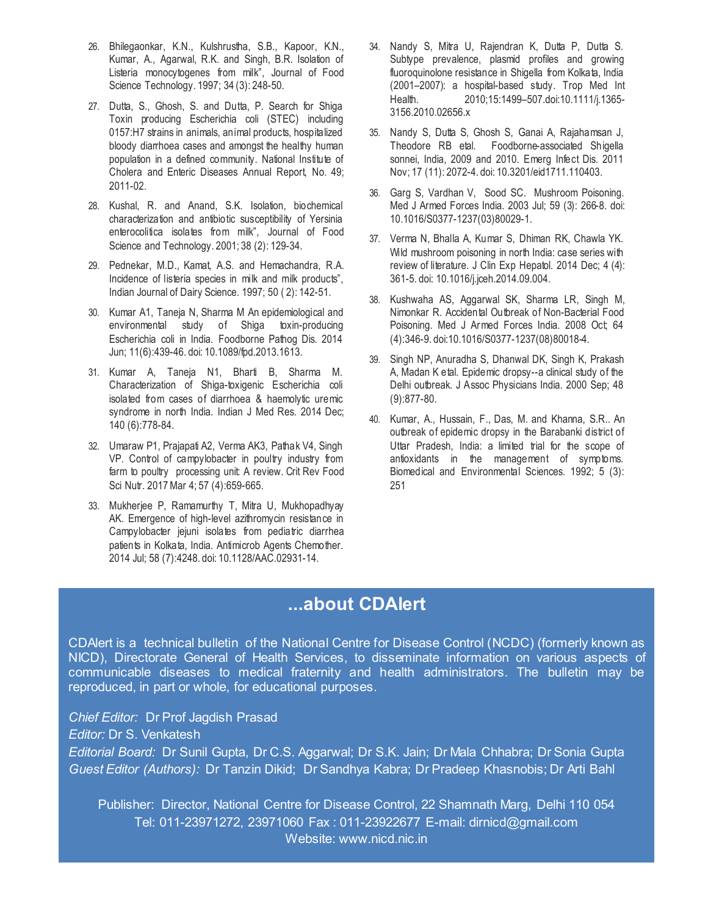26. Bhilegaonkar, K.N., Kulshrustha, S.B., Kapoor, K.N., Kumar, A., Agarwal, R.K. and Singh, B.R. Isolation of Listeria monocytogenes from milk", Journal of Food Science Technology. 1997; 34 (3): 248-50.

27. Dutta, S., Ghosh, S. and Dutta, P. Search for Shiga Toxin producing Escherichia coli (STEC) including 0157:H7 strains in animals, animal products, hospitalized bloody diarrhoea cases and amongst the healthy human population in a defined community. National Institute of Cholera and Enteric Diseases Annual Report, No. 49; 2011-02.

28. Kushal, R. and Anand, S.K. Isolation, biochemical characterization and antibiotic susceptibility of Yersinia enterocolitica isolates from milk", Journal of Food Science and Technology. 2001; 38 (2): 129-34.

29. Pednekar, M.D., Kamat, A.S. and Hemachandra, R.A. Incidence of listeria species in milk and milk products", Indian Journal of Dairy Science. 1997; 50 ( 2): 142-51.

30. Kumar A1, Taneja N, Sharma M An epidemiological and environmental study of Shiga toxin-producing Escherichia coli in India. Foodborne Pathog Dis. 2014 Jun; 11(6):439-46. doi: 10.1089/fpd.2013.1613.

31. Kumar A, Taneja N1, Bharti B, Sharma M. Characterization of Shiga-toxigenic Escherichia coli isolated from cases of diarrhoea & haemolytic uremic syndrome in north India. Indian J Med Res. 2014 Dec; 140 (6):778-84.

32. Umaraw P1, Prajapati A2, Verma AK3, Pathak V4, Singh VP. Control of campylobacter in poultry industry from farm to poultry processing unit: A review. Crit Rev Food Sci Nutr. 2017 Mar 4; 57 (4):659-665.

33. Mukherjee P, Ramamurthy T, Mitra U, Mukhopadhyay AK. Emergence of high-level azithromycin resistance in Campylobacter jejuni isolates from pediatric diarrhea patients in Kolkata, India. Antimicrob Agents Chemother. 2014 Jul; 58 (7):4248. doi: 10.1128/AAC.02931-14.

34. Nandy S, Mitra U, Rajendran K, Dutta P, Dutta S. Subtype prevalence, plasmid profiles and growing fluoroquinolone resistance in Shigella from Kolkata, India (2001–2007): a hospital-based study. Trop Med Int Health. 2010;15:1499–507.doi:10.1111/j.1365-3156.2010.02656.x

35. Nandy S, Dutta S, Ghosh S, Ganai A, Rajahamsan J, Theodore RB etal. Foodborne-associated Shigella sonnei, India, 2009 and 2010. Emerg Infect Dis. 2011 Nov; 17 (11): 2072-4. doi: 10.3201/eid1711.110403.

36. Garg S, Vardhan V, Sood SC. Mushroom Poisoning. Med J Armed Forces India. 2003 Jul; 59 (3): 266-8. doi: 10.1016/S0377-1237(03)80029-1.

37. Verma N, Bhalla A, Kumar S, Dhiman RK, Chawla YK. Wild mushroom poisoning in north India: case series with review of literature. J Clin Exp Hepatol. 2014 Dec; 4 (4): 361-5. doi: 10.1016/j.jceh.2014.09.004.

38. Kushwaha AS, Aggarwal SK, Sharma LR, Singh M, Nimonkar R. Accidental Outbreak of Non-Bacterial Food Poisoning. Med J Armed Forces India. 2008 Oct; 64 (4):346-9. doi:10.1016/S0377-1237(08)80018-4.

39. Singh NP, Anuradha S, Dhanwal DK, Singh K, Prakash A, Madan K etal. Epidemic dropsy--a clinical study of the Delhi outbreak. J Assoc Physicians India. 2000 Sep; 48 (9):877-80.

40. Kumar, A., Hussain, F., Das, M. and Khanna, S.R.. An outbreak of epidemic dropsy in the Barabanki district of Uttar Pradesh, India: a limited trial for the scope of antioxidants in the management of symptoms. Biomedical and Environmental Sciences. 1992; 5 (3): 251

## ...about CDAlert

CDAlert is a technical bulletin of the National Centre for Disease Control (NCDC) (formerly known as NICD), Directorate General of Health Services, to disseminate information on various aspects of communicable diseases to medical fraternity and health administrators. The bulletin may be reproduced, in part or whole, for educational purposes.

*Chief Editor:* Dr Prof Jagdish Prasad
*Editor:* Dr S. Venkatesh
*Editorial Board:* Dr Sunil Gupta, Dr C.S. Aggarwal; Dr S.K. Jain; Dr Mala Chhabra; Dr Sonia Gupta
*Guest Editor (Authors):* Dr Tanzin Dikid; Dr Sandhya Kabra; Dr Pradeep Khasnobis; Dr Arti Bahl

Publisher: Director, National Centre for Disease Control, 22 Shamnath Marg, Delhi 110 054
Tel: 011-23971272, 23971060 Fax : 011-23922677 E-mail: dirnicd@gmail.com
Website: www.nicd.nic.in